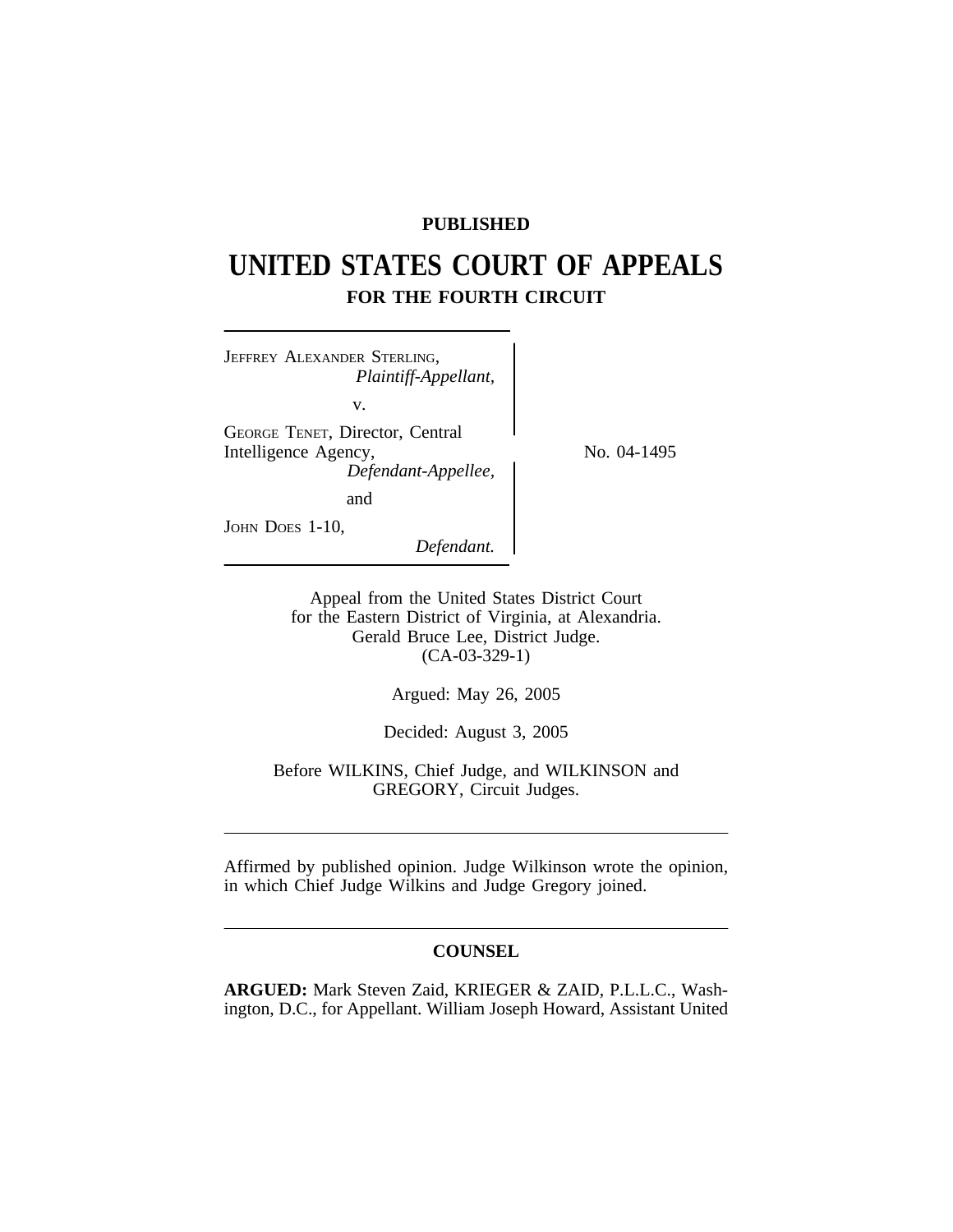**PUBLISHED**

# UNITED STATES COURT OF APPEALS

## FOR THE FOURTH CIRCUIT

JEFFREY ALEXANDER STERLING,
*Plaintiff-Appellant,*

v.

GEORGE TENET, Director, Central Intelligence Agency,
*Defendant-Appellee,*

and

JOHN DOES 1-10,
*Defendant.*

No. 04-1495

Appeal from the United States District Court
for the Eastern District of Virginia, at Alexandria.
Gerald Bruce Lee, District Judge.
(CA-03-329-1)

Argued: May 26, 2005

Decided: August 3, 2005

Before WILKINS, Chief Judge, and WILKINSON and GREGORY, Circuit Judges.

---

Affirmed by published opinion. Judge Wilkinson wrote the opinion, in which Chief Judge Wilkins and Judge Gregory joined.

---

**COUNSEL**

**ARGUED:** Mark Steven Zaid, KRIEGER & ZAID, P.L.L.C., Washington, D.C., for Appellant. William Joseph Howard, Assistant United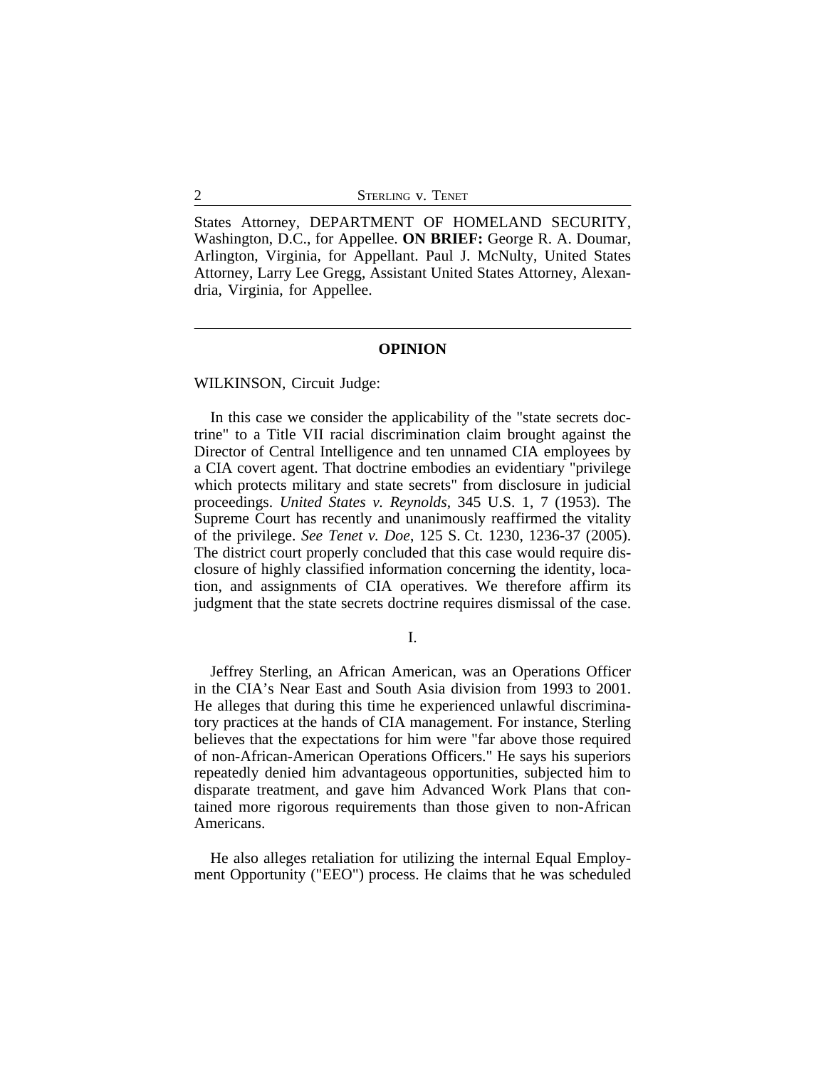States Attorney, DEPARTMENT OF HOMELAND SECURITY, Washington, D.C., for Appellee. **ON BRIEF:** George R. A. Doumar, Arlington, Virginia, for Appellant. Paul J. McNulty, United States Attorney, Larry Lee Gregg, Assistant United States Attorney, Alexandria, Virginia, for Appellee.

---

## OPINION

WILKINSON, Circuit Judge:

In this case we consider the applicability of the "state secrets doctrine" to a Title VII racial discrimination claim brought against the Director of Central Intelligence and ten unnamed CIA employees by a CIA covert agent. That doctrine embodies an evidentiary "privilege which protects military and state secrets" from disclosure in judicial proceedings. *United States v. Reynolds*, 345 U.S. 1, 7 (1953). The Supreme Court has recently and unanimously reaffirmed the vitality of the privilege. *See Tenet v. Doe*, 125 S. Ct. 1230, 1236-37 (2005). The district court properly concluded that this case would require disclosure of highly classified information concerning the identity, location, and assignments of CIA operatives. We therefore affirm its judgment that the state secrets doctrine requires dismissal of the case.

### I.

Jeffrey Sterling, an African American, was an Operations Officer in the CIA's Near East and South Asia division from 1993 to 2001. He alleges that during this time he experienced unlawful discriminatory practices at the hands of CIA management. For instance, Sterling believes that the expectations for him were "far above those required of non-African-American Operations Officers." He says his superiors repeatedly denied him advantageous opportunities, subjected him to disparate treatment, and gave him Advanced Work Plans that contained more rigorous requirements than those given to non-African Americans.

He also alleges retaliation for utilizing the internal Equal Employment Opportunity ("EEO") process. He claims that he was scheduled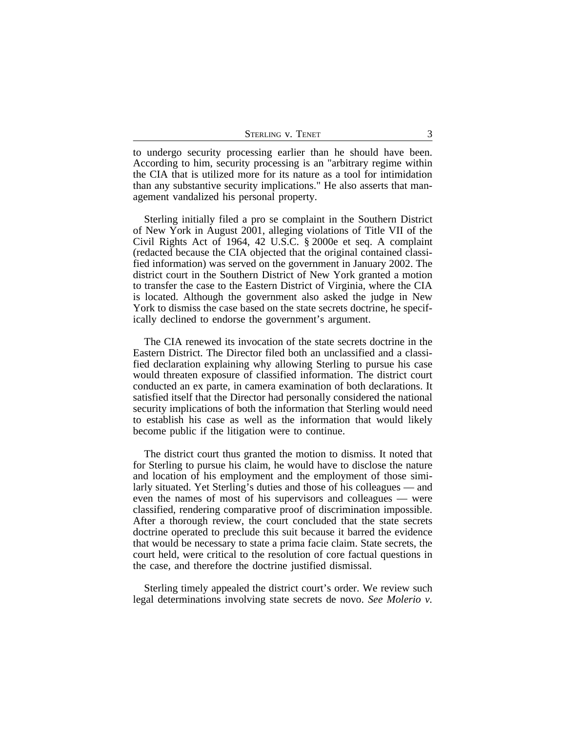to undergo security processing earlier than he should have been. According to him, security processing is an "arbitrary regime within the CIA that is utilized more for its nature as a tool for intimidation than any substantive security implications." He also asserts that management vandalized his personal property.

Sterling initially filed a pro se complaint in the Southern District of New York in August 2001, alleging violations of Title VII of the Civil Rights Act of 1964, 42 U.S.C. § 2000e et seq. A complaint (redacted because the CIA objected that the original contained classified information) was served on the government in January 2002. The district court in the Southern District of New York granted a motion to transfer the case to the Eastern District of Virginia, where the CIA is located. Although the government also asked the judge in New York to dismiss the case based on the state secrets doctrine, he specifically declined to endorse the government's argument.

The CIA renewed its invocation of the state secrets doctrine in the Eastern District. The Director filed both an unclassified and a classified declaration explaining why allowing Sterling to pursue his case would threaten exposure of classified information. The district court conducted an ex parte, in camera examination of both declarations. It satisfied itself that the Director had personally considered the national security implications of both the information that Sterling would need to establish his case as well as the information that would likely become public if the litigation were to continue.

The district court thus granted the motion to dismiss. It noted that for Sterling to pursue his claim, he would have to disclose the nature and location of his employment and the employment of those similarly situated. Yet Sterling's duties and those of his colleagues — and even the names of most of his supervisors and colleagues — were classified, rendering comparative proof of discrimination impossible. After a thorough review, the court concluded that the state secrets doctrine operated to preclude this suit because it barred the evidence that would be necessary to state a prima facie claim. State secrets, the court held, were critical to the resolution of core factual questions in the case, and therefore the doctrine justified dismissal.

Sterling timely appealed the district court's order. We review such legal determinations involving state secrets de novo. *See Molerio v.*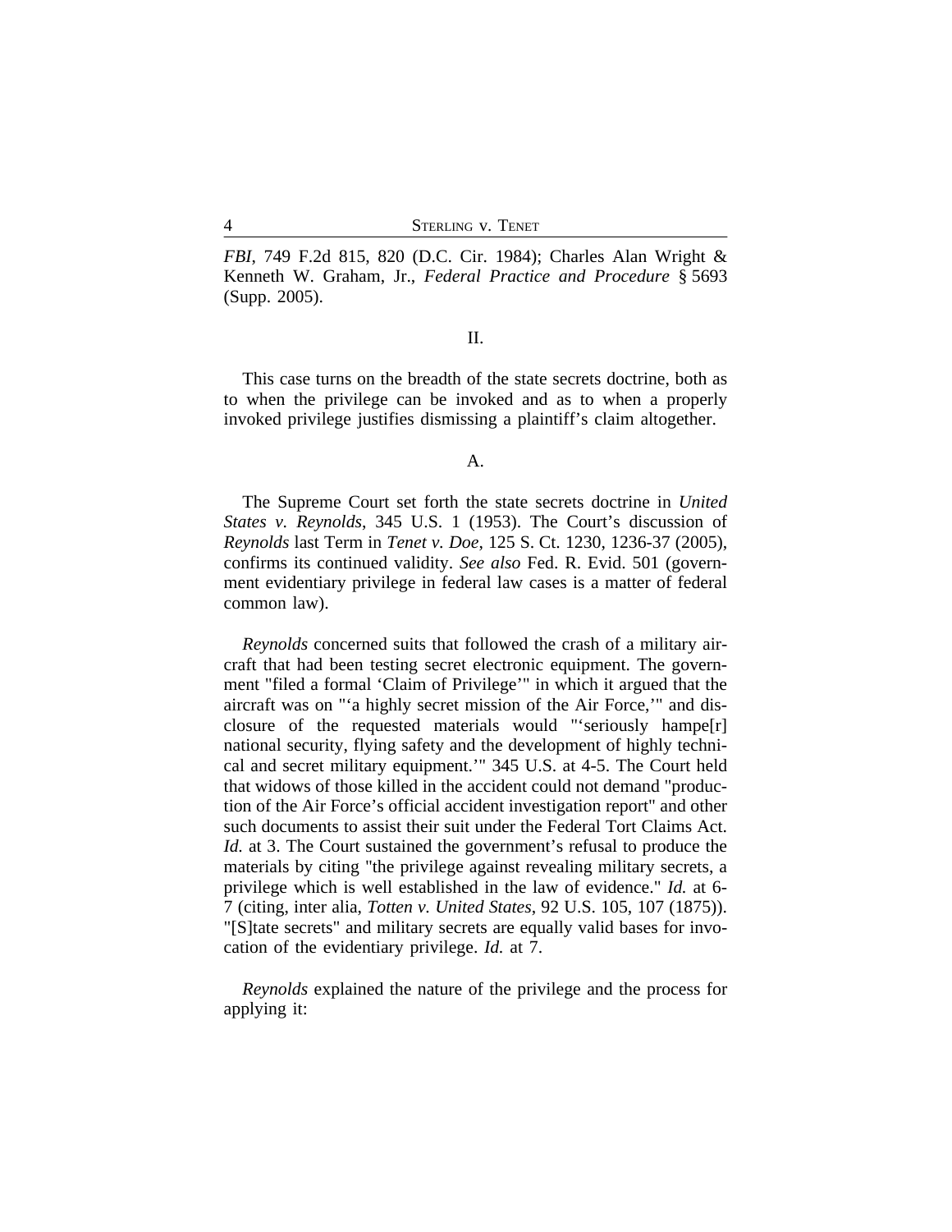*FBI*, 749 F.2d 815, 820 (D.C. Cir. 1984); Charles Alan Wright & Kenneth W. Graham, Jr., *Federal Practice and Procedure* § 5693 (Supp. 2005).

## II.

This case turns on the breadth of the state secrets doctrine, both as to when the privilege can be invoked and as to when a properly invoked privilege justifies dismissing a plaintiff's claim altogether.

### A.

The Supreme Court set forth the state secrets doctrine in *United States v. Reynolds*, 345 U.S. 1 (1953). The Court's discussion of *Reynolds* last Term in *Tenet v. Doe*, 125 S. Ct. 1230, 1236-37 (2005), confirms its continued validity. *See also* Fed. R. Evid. 501 (government evidentiary privilege in federal law cases is a matter of federal common law).

*Reynolds* concerned suits that followed the crash of a military aircraft that had been testing secret electronic equipment. The government "filed a formal 'Claim of Privilege'" in which it argued that the aircraft was on "'a highly secret mission of the Air Force,'" and disclosure of the requested materials would "'seriously hampe[r] national security, flying safety and the development of highly technical and secret military equipment.'" 345 U.S. at 4-5. The Court held that widows of those killed in the accident could not demand "production of the Air Force's official accident investigation report" and other such documents to assist their suit under the Federal Tort Claims Act. *Id.* at 3. The Court sustained the government's refusal to produce the materials by citing "the privilege against revealing military secrets, a privilege which is well established in the law of evidence." *Id.* at 6-7 (citing, inter alia, *Totten v. United States*, 92 U.S. 105, 107 (1875)). "[S]tate secrets" and military secrets are equally valid bases for invocation of the evidentiary privilege. *Id.* at 7.

*Reynolds* explained the nature of the privilege and the process for applying it: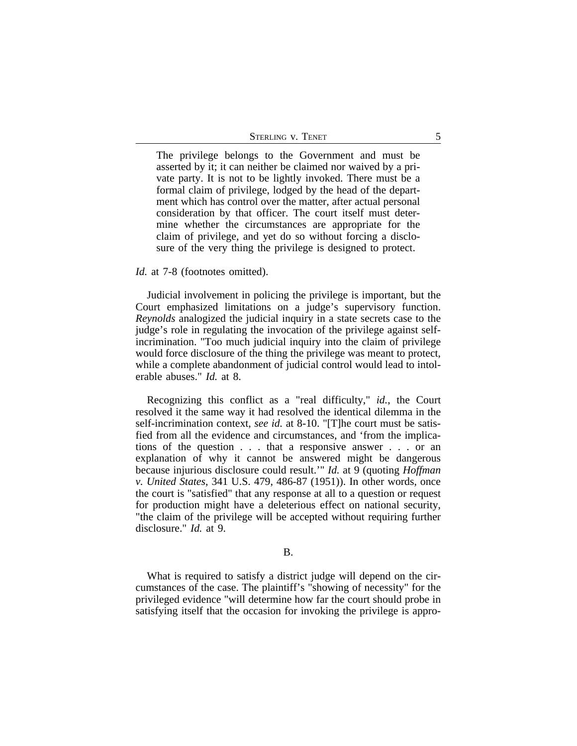> The privilege belongs to the Government and must be asserted by it; it can neither be claimed nor waived by a private party. It is not to be lightly invoked. There must be a formal claim of privilege, lodged by the head of the department which has control over the matter, after actual personal consideration by that officer. The court itself must determine whether the circumstances are appropriate for the claim of privilege, and yet do so without forcing a disclosure of the very thing the privilege is designed to protect.

*Id.* at 7-8 (footnotes omitted).

Judicial involvement in policing the privilege is important, but the Court emphasized limitations on a judge's supervisory function. *Reynolds* analogized the judicial inquiry in a state secrets case to the judge's role in regulating the invocation of the privilege against self-incrimination. "Too much judicial inquiry into the claim of privilege would force disclosure of the thing the privilege was meant to protect, while a complete abandonment of judicial control would lead to intolerable abuses." *Id.* at 8.

Recognizing this conflict as a "real difficulty," *id.*, the Court resolved it the same way it had resolved the identical dilemma in the self-incrimination context, *see id.* at 8-10. "[T]he court must be satisfied from all the evidence and circumstances, and 'from the implications of the question . . . that a responsive answer . . . or an explanation of why it cannot be answered might be dangerous because injurious disclosure could result.'" *Id.* at 9 (quoting *Hoffman v. United States*, 341 U.S. 479, 486-87 (1951)). In other words, once the court is "satisfied" that any response at all to a question or request for production might have a deleterious effect on national security, "the claim of the privilege will be accepted without requiring further disclosure." *Id.* at 9.

## B.

What is required to satisfy a district judge will depend on the circumstances of the case. The plaintiff's "showing of necessity" for the privileged evidence "will determine how far the court should probe in satisfying itself that the occasion for invoking the privilege is appro-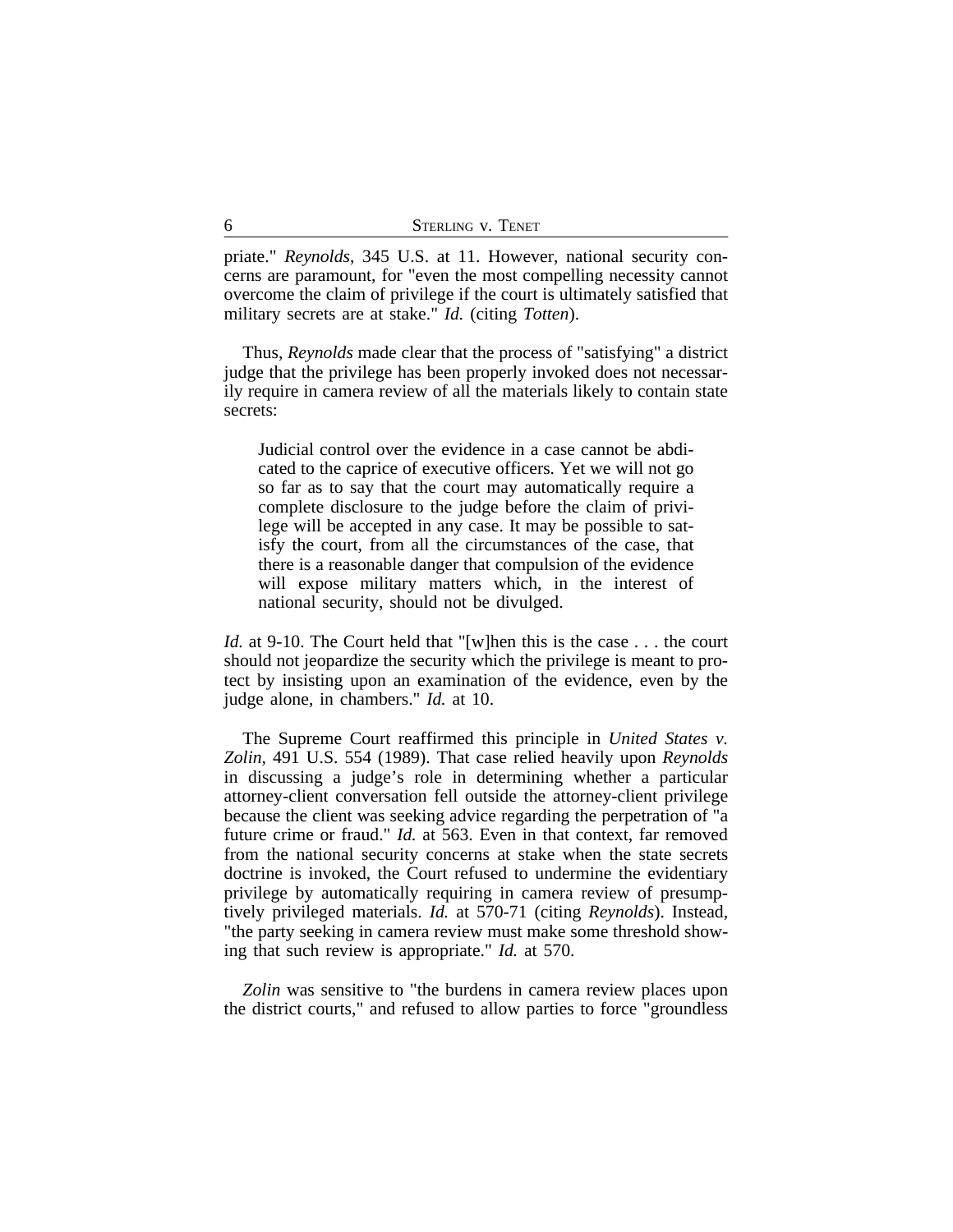priate." *Reynolds*, 345 U.S. at 11. However, national security concerns are paramount, for "even the most compelling necessity cannot overcome the claim of privilege if the court is ultimately satisfied that military secrets are at stake." *Id.* (citing *Totten*).

Thus, *Reynolds* made clear that the process of "satisfying" a district judge that the privilege has been properly invoked does not necessarily require in camera review of all the materials likely to contain state secrets:

> Judicial control over the evidence in a case cannot be abdicated to the caprice of executive officers. Yet we will not go so far as to say that the court may automatically require a complete disclosure to the judge before the claim of privilege will be accepted in any case. It may be possible to satisfy the court, from all the circumstances of the case, that there is a reasonable danger that compulsion of the evidence will expose military matters which, in the interest of national security, should not be divulged.

*Id.* at 9-10. The Court held that "[w]hen this is the case . . . the court should not jeopardize the security which the privilege is meant to protect by insisting upon an examination of the evidence, even by the judge alone, in chambers." *Id.* at 10.

The Supreme Court reaffirmed this principle in *United States v. Zolin*, 491 U.S. 554 (1989). That case relied heavily upon *Reynolds* in discussing a judge's role in determining whether a particular attorney-client conversation fell outside the attorney-client privilege because the client was seeking advice regarding the perpetration of "a future crime or fraud." *Id.* at 563. Even in that context, far removed from the national security concerns at stake when the state secrets doctrine is invoked, the Court refused to undermine the evidentiary privilege by automatically requiring in camera review of presumptively privileged materials. *Id.* at 570-71 (citing *Reynolds*). Instead, "the party seeking in camera review must make some threshold showing that such review is appropriate." *Id.* at 570.

*Zolin* was sensitive to "the burdens in camera review places upon the district courts," and refused to allow parties to force "groundless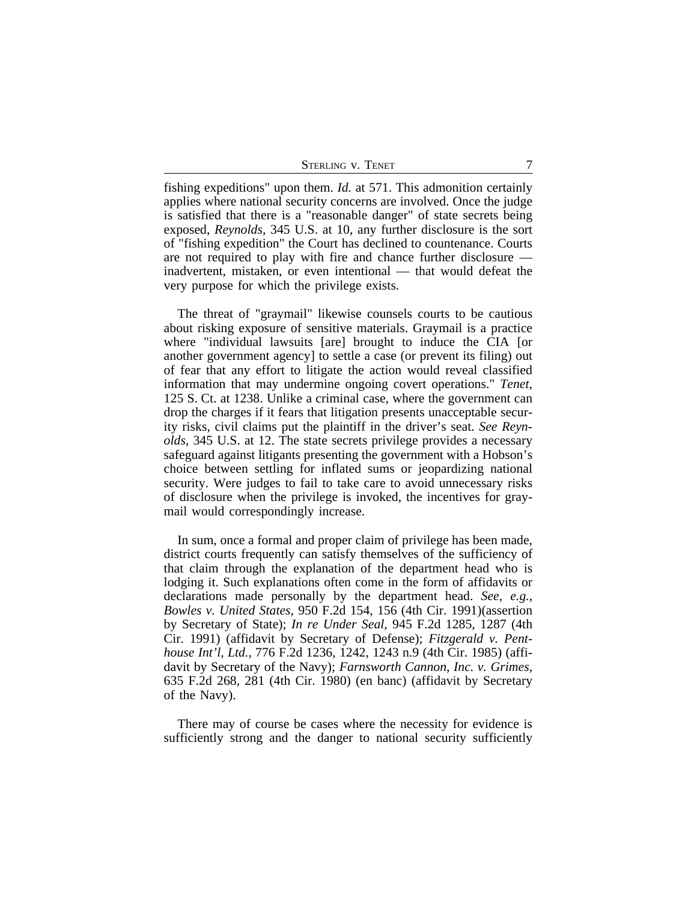fishing expeditions" upon them. *Id.* at 571. This admonition certainly applies where national security concerns are involved. Once the judge is satisfied that there is a "reasonable danger" of state secrets being exposed, *Reynolds*, 345 U.S. at 10, any further disclosure is the sort of "fishing expedition" the Court has declined to countenance. Courts are not required to play with fire and chance further disclosure — inadvertent, mistaken, or even intentional — that would defeat the very purpose for which the privilege exists.

The threat of "graymail" likewise counsels courts to be cautious about risking exposure of sensitive materials. Graymail is a practice where "individual lawsuits [are] brought to induce the CIA [or another government agency] to settle a case (or prevent its filing) out of fear that any effort to litigate the action would reveal classified information that may undermine ongoing covert operations." *Tenet*, 125 S. Ct. at 1238. Unlike a criminal case, where the government can drop the charges if it fears that litigation presents unacceptable security risks, civil claims put the plaintiff in the driver's seat. *See Reynolds*, 345 U.S. at 12. The state secrets privilege provides a necessary safeguard against litigants presenting the government with a Hobson's choice between settling for inflated sums or jeopardizing national security. Were judges to fail to take care to avoid unnecessary risks of disclosure when the privilege is invoked, the incentives for graymail would correspondingly increase.

In sum, once a formal and proper claim of privilege has been made, district courts frequently can satisfy themselves of the sufficiency of that claim through the explanation of the department head who is lodging it. Such explanations often come in the form of affidavits or declarations made personally by the department head. *See, e.g.*, *Bowles v. United States*, 950 F.2d 154, 156 (4th Cir. 1991)(assertion by Secretary of State); *In re Under Seal*, 945 F.2d 1285, 1287 (4th Cir. 1991) (affidavit by Secretary of Defense); *Fitzgerald v. Penthouse Int'l, Ltd.*, 776 F.2d 1236, 1242, 1243 n.9 (4th Cir. 1985) (affidavit by Secretary of the Navy); *Farnsworth Cannon, Inc. v. Grimes*, 635 F.2d 268, 281 (4th Cir. 1980) (en banc) (affidavit by Secretary of the Navy).

There may of course be cases where the necessity for evidence is sufficiently strong and the danger to national security sufficiently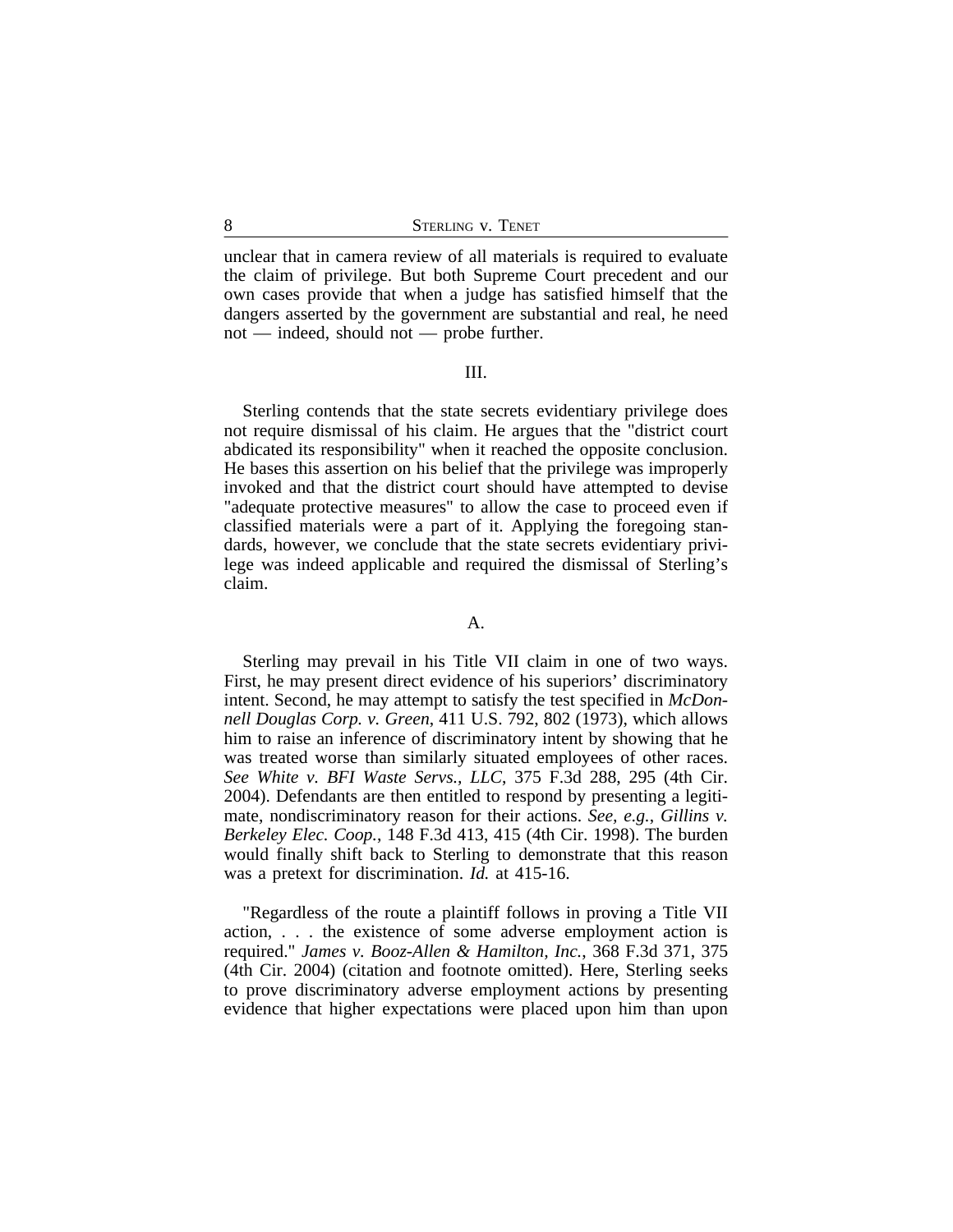unclear that in camera review of all materials is required to evaluate the claim of privilege. But both Supreme Court precedent and our own cases provide that when a judge has satisfied himself that the dangers asserted by the government are substantial and real, he need not — indeed, should not — probe further.

## III.

Sterling contends that the state secrets evidentiary privilege does not require dismissal of his claim. He argues that the "district court abdicated its responsibility" when it reached the opposite conclusion. He bases this assertion on his belief that the privilege was improperly invoked and that the district court should have attempted to devise "adequate protective measures" to allow the case to proceed even if classified materials were a part of it. Applying the foregoing standards, however, we conclude that the state secrets evidentiary privilege was indeed applicable and required the dismissal of Sterling's claim.

### A.

Sterling may prevail in his Title VII claim in one of two ways. First, he may present direct evidence of his superiors' discriminatory intent. Second, he may attempt to satisfy the test specified in *McDonnell Douglas Corp. v. Green*, 411 U.S. 792, 802 (1973), which allows him to raise an inference of discriminatory intent by showing that he was treated worse than similarly situated employees of other races. *See White v. BFI Waste Servs., LLC*, 375 F.3d 288, 295 (4th Cir. 2004). Defendants are then entitled to respond by presenting a legitimate, nondiscriminatory reason for their actions. *See, e.g.*, *Gillins v. Berkeley Elec. Coop.*, 148 F.3d 413, 415 (4th Cir. 1998). The burden would finally shift back to Sterling to demonstrate that this reason was a pretext for discrimination. *Id.* at 415-16.

"Regardless of the route a plaintiff follows in proving a Title VII action, . . . the existence of some adverse employment action is required." *James v. Booz-Allen & Hamilton, Inc.*, 368 F.3d 371, 375 (4th Cir. 2004) (citation and footnote omitted). Here, Sterling seeks to prove discriminatory adverse employment actions by presenting evidence that higher expectations were placed upon him than upon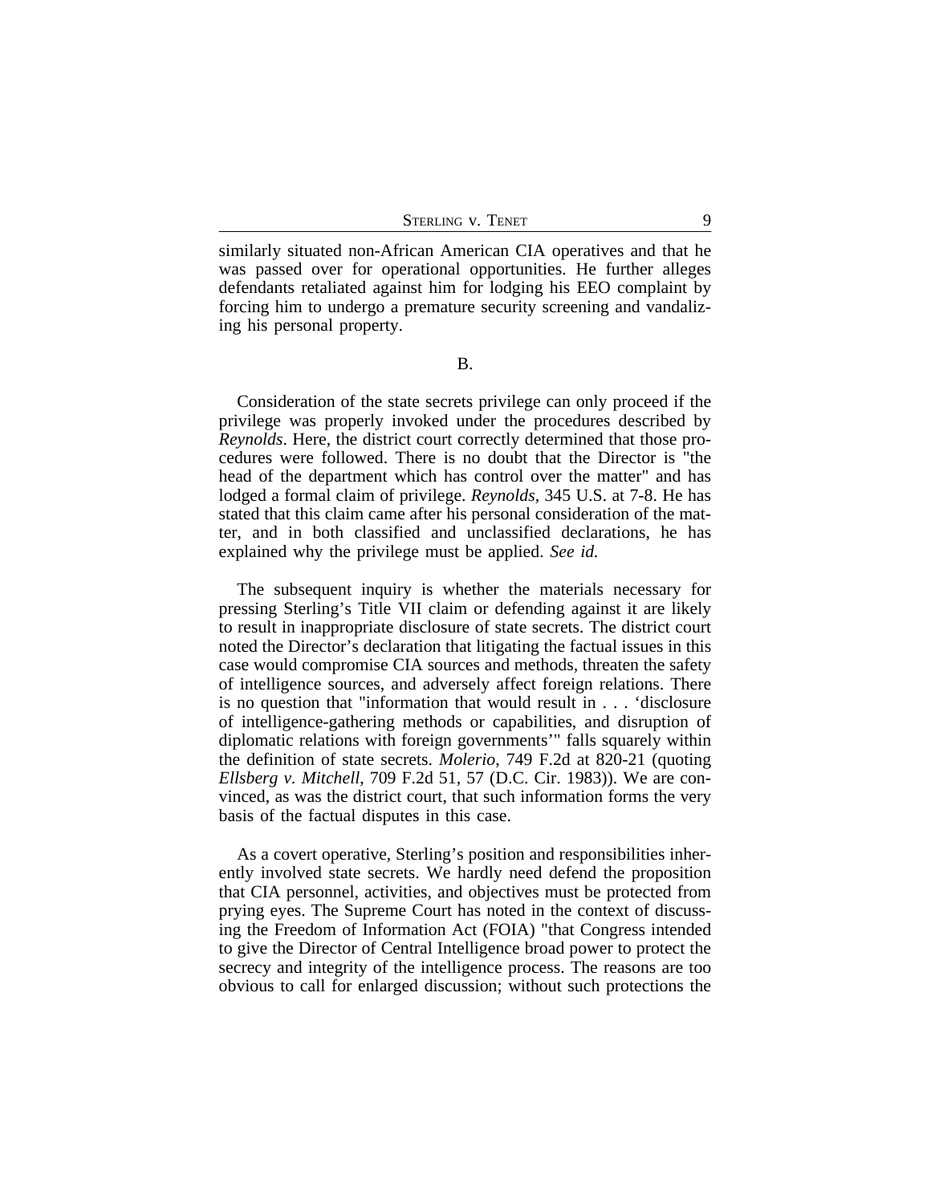similarly situated non-African American CIA operatives and that he was passed over for operational opportunities. He further alleges defendants retaliated against him for lodging his EEO complaint by forcing him to undergo a premature security screening and vandalizing his personal property.

B.

Consideration of the state secrets privilege can only proceed if the privilege was properly invoked under the procedures described by *Reynolds*. Here, the district court correctly determined that those procedures were followed. There is no doubt that the Director is "the head of the department which has control over the matter" and has lodged a formal claim of privilege. *Reynolds*, 345 U.S. at 7-8. He has stated that this claim came after his personal consideration of the matter, and in both classified and unclassified declarations, he has explained why the privilege must be applied. *See id.*

The subsequent inquiry is whether the materials necessary for pressing Sterling's Title VII claim or defending against it are likely to result in inappropriate disclosure of state secrets. The district court noted the Director's declaration that litigating the factual issues in this case would compromise CIA sources and methods, threaten the safety of intelligence sources, and adversely affect foreign relations. There is no question that "information that would result in . . . 'disclosure of intelligence-gathering methods or capabilities, and disruption of diplomatic relations with foreign governments'" falls squarely within the definition of state secrets. *Molerio*, 749 F.2d at 820-21 (quoting *Ellsberg v. Mitchell*, 709 F.2d 51, 57 (D.C. Cir. 1983)). We are convinced, as was the district court, that such information forms the very basis of the factual disputes in this case.

As a covert operative, Sterling's position and responsibilities inherently involved state secrets. We hardly need defend the proposition that CIA personnel, activities, and objectives must be protected from prying eyes. The Supreme Court has noted in the context of discussing the Freedom of Information Act (FOIA) "that Congress intended to give the Director of Central Intelligence broad power to protect the secrecy and integrity of the intelligence process. The reasons are too obvious to call for enlarged discussion; without such protections the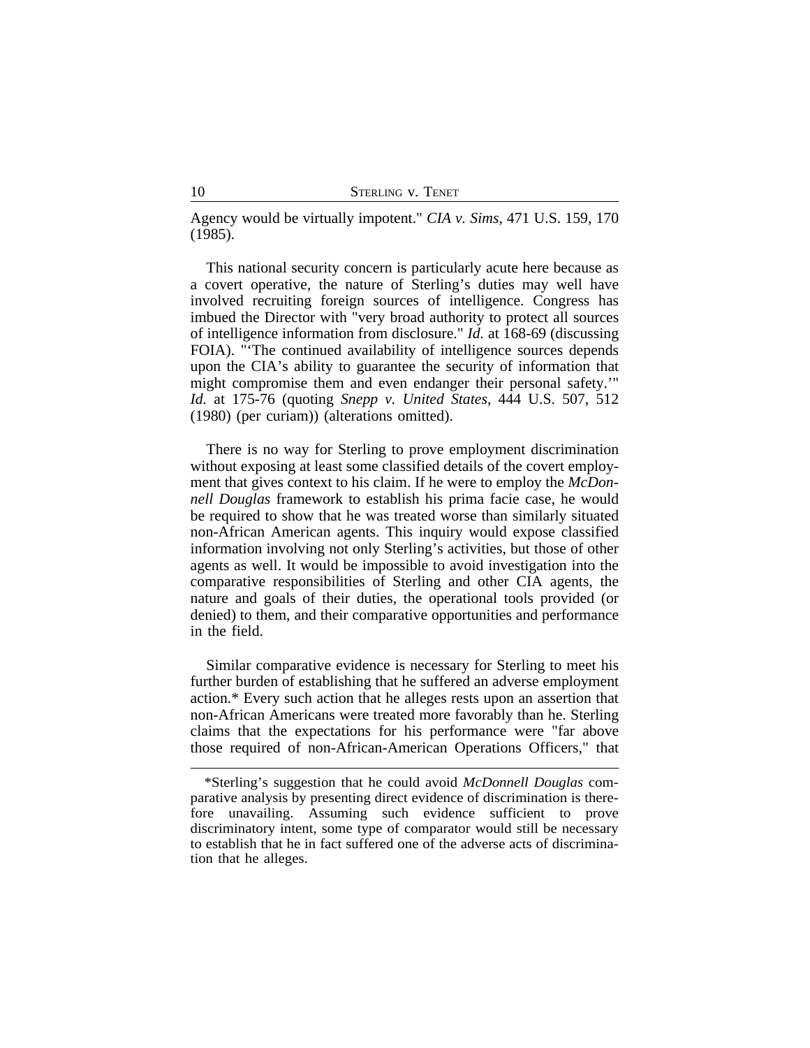Agency would be virtually impotent." *CIA v. Sims*, 471 U.S. 159, 170 (1985).

This national security concern is particularly acute here because as a covert operative, the nature of Sterling's duties may well have involved recruiting foreign sources of intelligence. Congress has imbued the Director with "very broad authority to protect all sources of intelligence information from disclosure." *Id.* at 168-69 (discussing FOIA). "'The continued availability of intelligence sources depends upon the CIA's ability to guarantee the security of information that might compromise them and even endanger their personal safety.'" *Id.* at 175-76 (quoting *Snepp v. United States*, 444 U.S. 507, 512 (1980) (per curiam)) (alterations omitted).

There is no way for Sterling to prove employment discrimination without exposing at least some classified details of the covert employment that gives context to his claim. If he were to employ the *McDonnell Douglas* framework to establish his prima facie case, he would be required to show that he was treated worse than similarly situated non-African American agents. This inquiry would expose classified information involving not only Sterling's activities, but those of other agents as well. It would be impossible to avoid investigation into the comparative responsibilities of Sterling and other CIA agents, the nature and goals of their duties, the operational tools provided (or denied) to them, and their comparative opportunities and performance in the field.

Similar comparative evidence is necessary for Sterling to meet his further burden of establishing that he suffered an adverse employment action.* Every such action that he alleges rests upon an assertion that non-African Americans were treated more favorably than he. Sterling claims that the expectations for his performance were "far above those required of non-African-American Operations Officers," that

---

*Sterling's suggestion that he could avoid *McDonnell Douglas* comparative analysis by presenting direct evidence of discrimination is therefore unavailing. Assuming such evidence sufficient to prove discriminatory intent, some type of comparator would still be necessary to establish that he in fact suffered one of the adverse acts of discrimination that he alleges.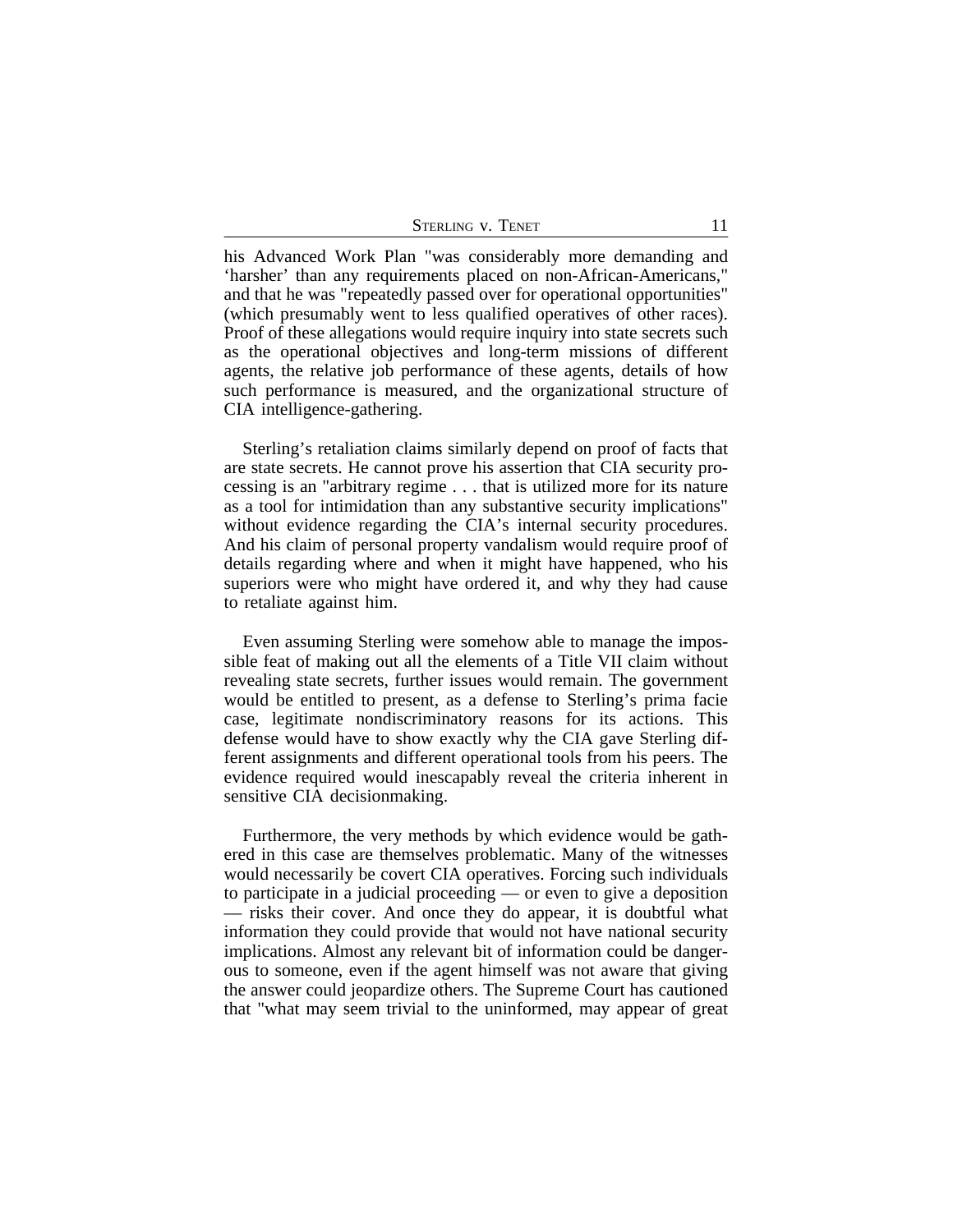his Advanced Work Plan "was considerably more demanding and 'harsher' than any requirements placed on non-African-Americans," and that he was "repeatedly passed over for operational opportunities" (which presumably went to less qualified operatives of other races). Proof of these allegations would require inquiry into state secrets such as the operational objectives and long-term missions of different agents, the relative job performance of these agents, details of how such performance is measured, and the organizational structure of CIA intelligence-gathering.

Sterling's retaliation claims similarly depend on proof of facts that are state secrets. He cannot prove his assertion that CIA security processing is an "arbitrary regime . . . that is utilized more for its nature as a tool for intimidation than any substantive security implications" without evidence regarding the CIA's internal security procedures. And his claim of personal property vandalism would require proof of details regarding where and when it might have happened, who his superiors were who might have ordered it, and why they had cause to retaliate against him.

Even assuming Sterling were somehow able to manage the impossible feat of making out all the elements of a Title VII claim without revealing state secrets, further issues would remain. The government would be entitled to present, as a defense to Sterling's prima facie case, legitimate nondiscriminatory reasons for its actions. This defense would have to show exactly why the CIA gave Sterling different assignments and different operational tools from his peers. The evidence required would inescapably reveal the criteria inherent in sensitive CIA decisionmaking.

Furthermore, the very methods by which evidence would be gathered in this case are themselves problematic. Many of the witnesses would necessarily be covert CIA operatives. Forcing such individuals to participate in a judicial proceeding — or even to give a deposition — risks their cover. And once they do appear, it is doubtful what information they could provide that would not have national security implications. Almost any relevant bit of information could be dangerous to someone, even if the agent himself was not aware that giving the answer could jeopardize others. The Supreme Court has cautioned that "what may seem trivial to the uninformed, may appear of great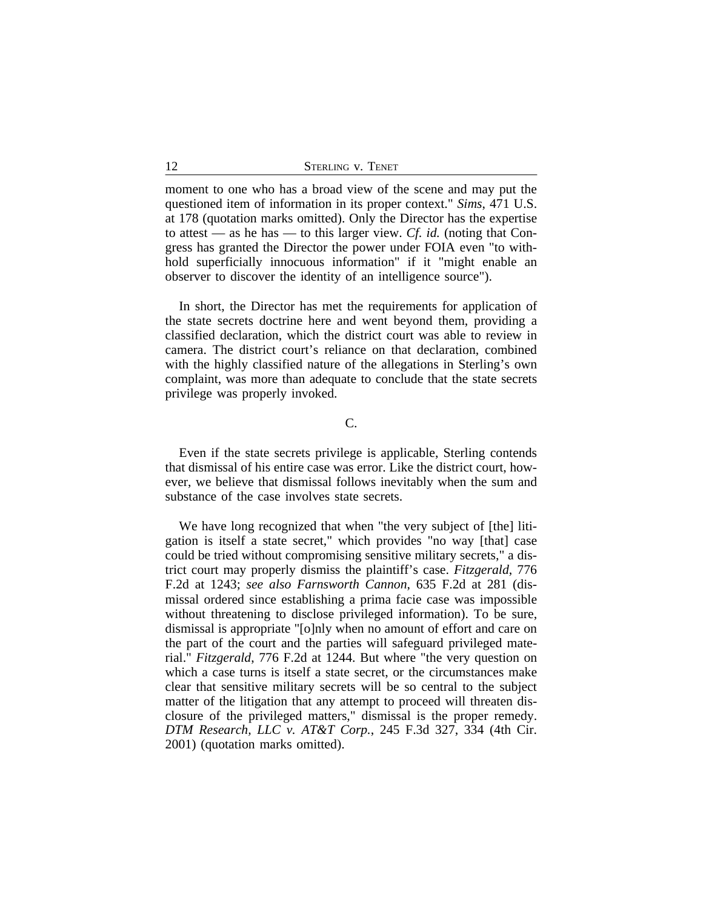moment to one who has a broad view of the scene and may put the questioned item of information in its proper context." *Sims*, 471 U.S. at 178 (quotation marks omitted). Only the Director has the expertise to attest — as he has — to this larger view. *Cf. id.* (noting that Congress has granted the Director the power under FOIA even "to withhold superficially innocuous information" if it "might enable an observer to discover the identity of an intelligence source").

In short, the Director has met the requirements for application of the state secrets doctrine here and went beyond them, providing a classified declaration, which the district court was able to review in camera. The district court's reliance on that declaration, combined with the highly classified nature of the allegations in Sterling's own complaint, was more than adequate to conclude that the state secrets privilege was properly invoked.

C.

Even if the state secrets privilege is applicable, Sterling contends that dismissal of his entire case was error. Like the district court, however, we believe that dismissal follows inevitably when the sum and substance of the case involves state secrets.

We have long recognized that when "the very subject of [the] litigation is itself a state secret," which provides "no way [that] case could be tried without compromising sensitive military secrets," a district court may properly dismiss the plaintiff's case. *Fitzgerald*, 776 F.2d at 1243; *see also Farnsworth Cannon*, 635 F.2d at 281 (dismissal ordered since establishing a prima facie case was impossible without threatening to disclose privileged information). To be sure, dismissal is appropriate "[o]nly when no amount of effort and care on the part of the court and the parties will safeguard privileged material." *Fitzgerald*, 776 F.2d at 1244. But where "the very question on which a case turns is itself a state secret, or the circumstances make clear that sensitive military secrets will be so central to the subject matter of the litigation that any attempt to proceed will threaten disclosure of the privileged matters," dismissal is the proper remedy. *DTM Research, LLC v. AT&T Corp.*, 245 F.3d 327, 334 (4th Cir. 2001) (quotation marks omitted).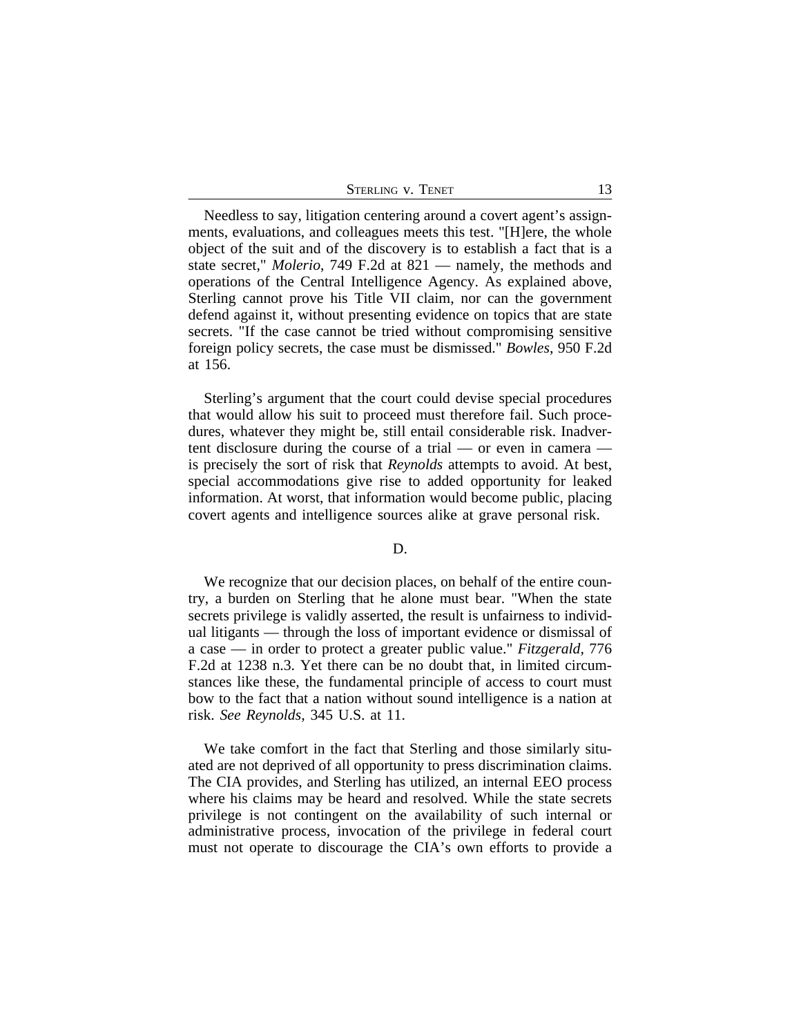Needless to say, litigation centering around a covert agent's assignments, evaluations, and colleagues meets this test. "[H]ere, the whole object of the suit and of the discovery is to establish a fact that is a state secret," *Molerio*, 749 F.2d at 821 — namely, the methods and operations of the Central Intelligence Agency. As explained above, Sterling cannot prove his Title VII claim, nor can the government defend against it, without presenting evidence on topics that are state secrets. "If the case cannot be tried without compromising sensitive foreign policy secrets, the case must be dismissed." *Bowles*, 950 F.2d at 156.

Sterling's argument that the court could devise special procedures that would allow his suit to proceed must therefore fail. Such procedures, whatever they might be, still entail considerable risk. Inadvertent disclosure during the course of a trial — or even in camera — is precisely the sort of risk that *Reynolds* attempts to avoid. At best, special accommodations give rise to added opportunity for leaked information. At worst, that information would become public, placing covert agents and intelligence sources alike at grave personal risk.

D.

We recognize that our decision places, on behalf of the entire country, a burden on Sterling that he alone must bear. "When the state secrets privilege is validly asserted, the result is unfairness to individual litigants — through the loss of important evidence or dismissal of a case — in order to protect a greater public value." *Fitzgerald*, 776 F.2d at 1238 n.3. Yet there can be no doubt that, in limited circumstances like these, the fundamental principle of access to court must bow to the fact that a nation without sound intelligence is a nation at risk. *See Reynolds*, 345 U.S. at 11.

We take comfort in the fact that Sterling and those similarly situated are not deprived of all opportunity to press discrimination claims. The CIA provides, and Sterling has utilized, an internal EEO process where his claims may be heard and resolved. While the state secrets privilege is not contingent on the availability of such internal or administrative process, invocation of the privilege in federal court must not operate to discourage the CIA's own efforts to provide a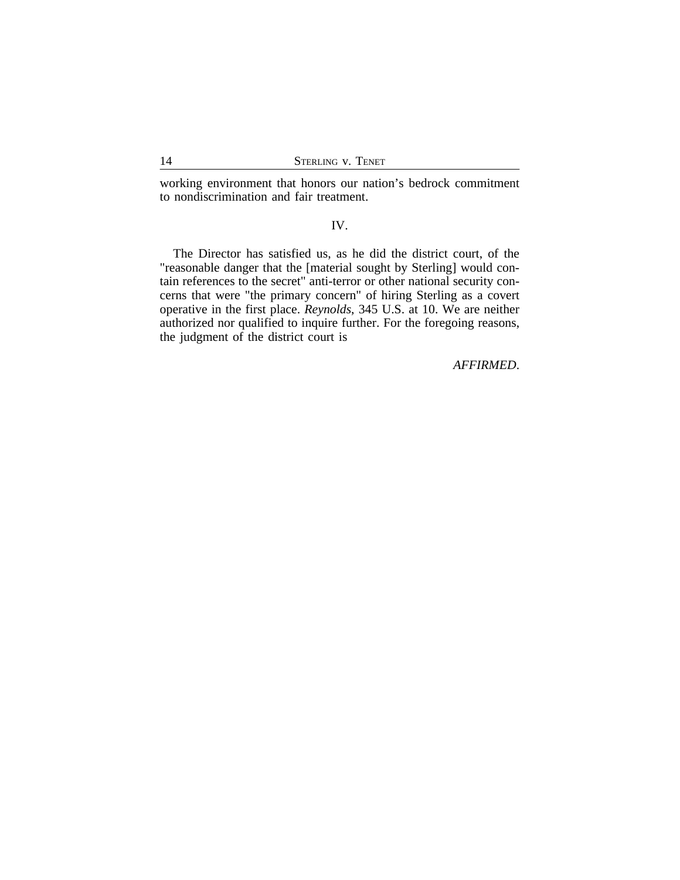working environment that honors our nation's bedrock commitment to nondiscrimination and fair treatment.

## IV.

The Director has satisfied us, as he did the district court, of the "reasonable danger that the [material sought by Sterling] would contain references to the secret" anti-terror or other national security concerns that were "the primary concern" of hiring Sterling as a covert operative in the first place. *Reynolds*, 345 U.S. at 10. We are neither authorized nor qualified to inquire further. For the foregoing reasons, the judgment of the district court is

*AFFIRMED*.